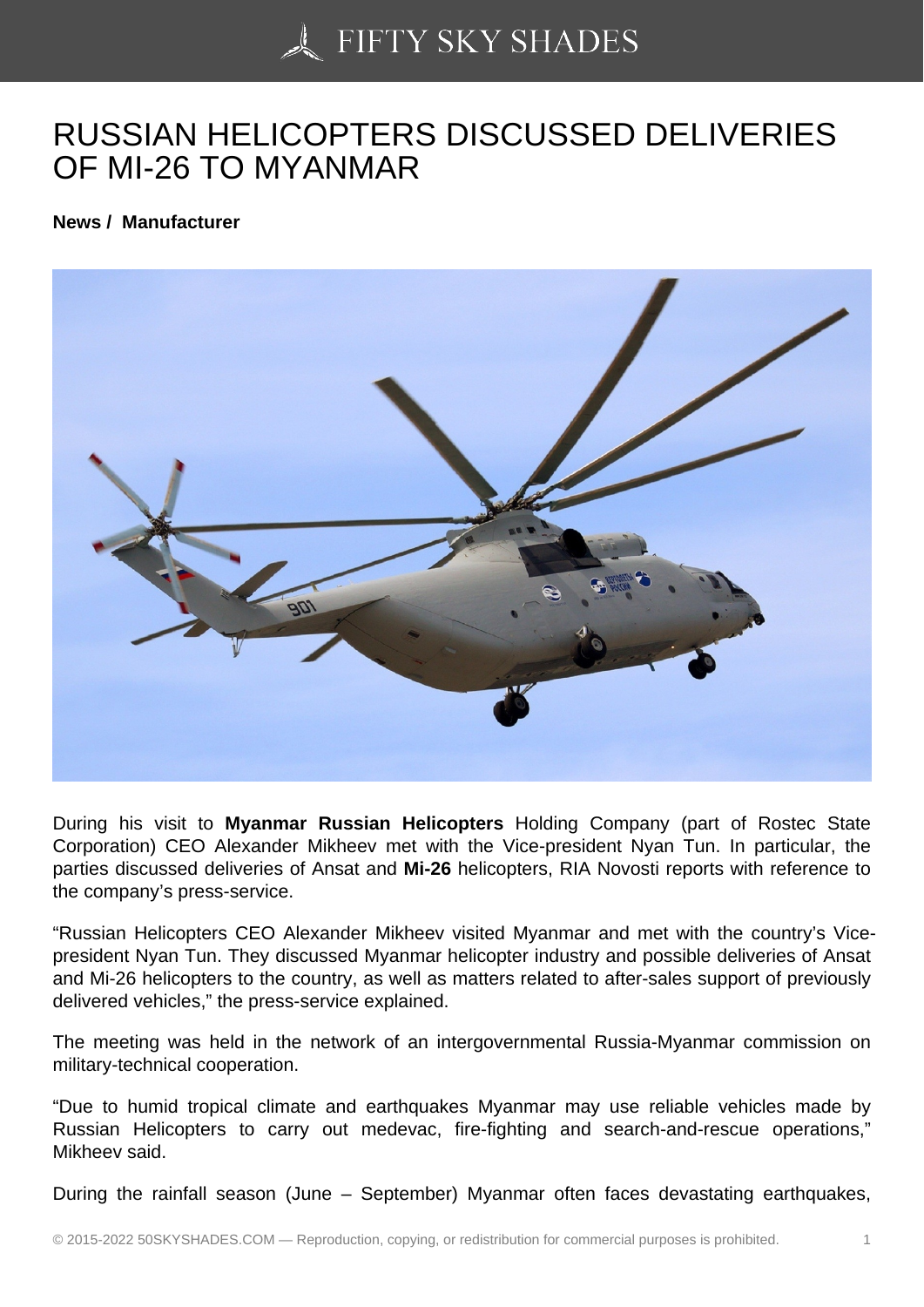# RUSSIAN HELICOPTERS DISCUSSED DELIVERIES OF MI-26 TO MYANMAR

**News / Manufacturer**

During his visit to **Myanmar Russian Helicopters** Holding Company (part of Rostec State Corporation) CEO Alexander Mikheev met with the Vice-president Nyan Tun. In particular, the parties discussed deliveries of Ansat and **Mi-26** helicopters, RIA Novosti reports with reference to the company's press-service.

"Russian Helicopters CEO Alexander Mikheev visited Myanmar and met with the country's Vice-president Nyan Tun. They discussed Myanmar helicopter industry and possible deliveries of Ansat and Mi-26 helicopters to the country, as well as matters related to after-sales support of previously delivered vehicles," the press-service explained.

The meeting was held in the network of an intergovernmental Russia-Myanmar commission on military-technical cooperation.

"Due to humid tropical climate and earthquakes Myanmar may use reliable vehicles made by Russian Helicopters to carry out medevac, fire-fighting and search-and-rescue operations," Mikheev said.

During the rainfall season (June – September) Myanmar often faces devastating earthquakes,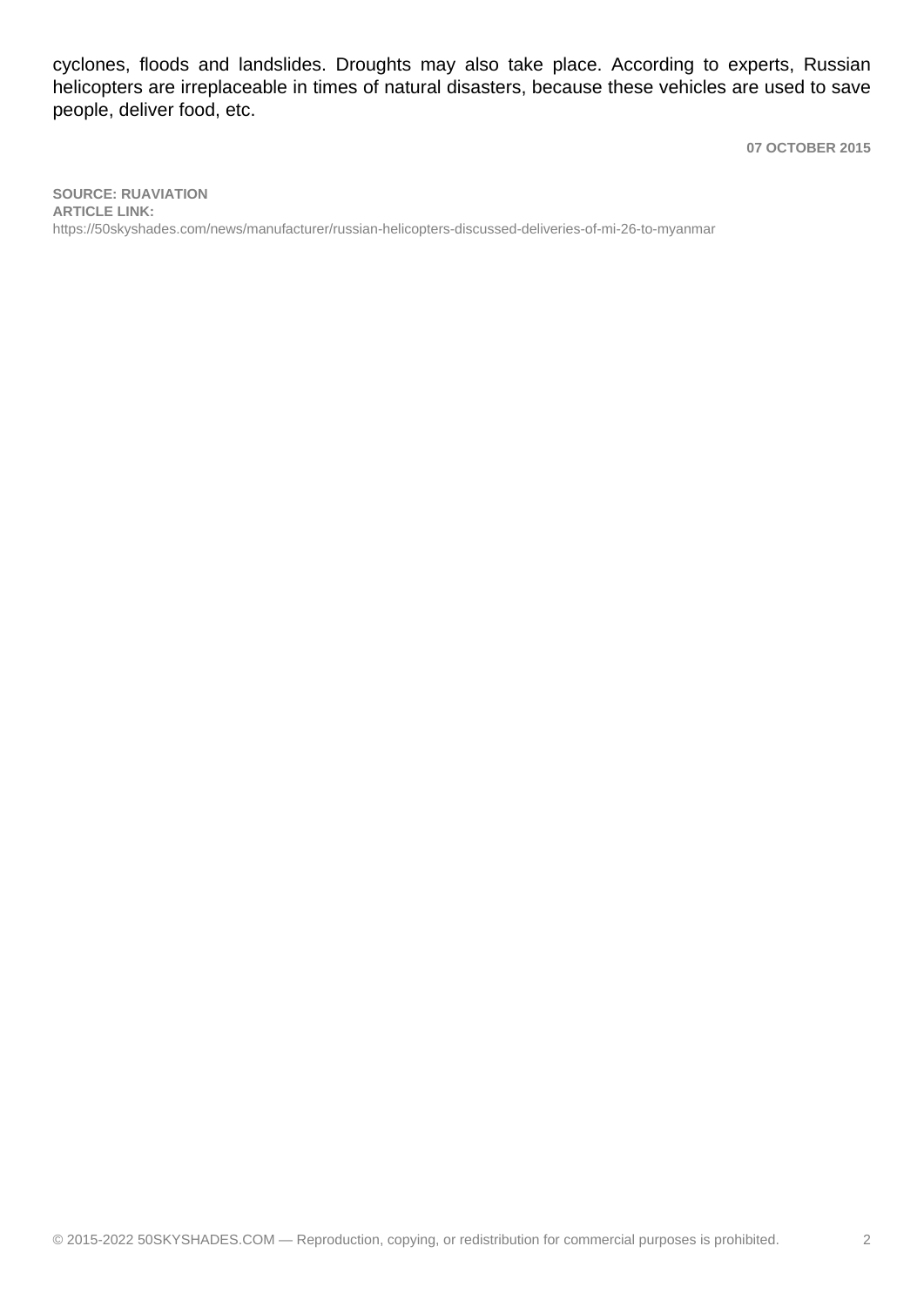cyclones, floods and landslides. Droughts may also take place. According to experts, Russian helicopters are irreplaceable in times of natural disasters, because these vehicles are used to save people, deliver food, etc.

**07 OCTOBER 2015**

**SOURCE: RUAVIATION**
**ARTICLE LINK:**
https://50skyshades.com/news/manufacturer/russian-helicopters-discussed-deliveries-of-mi-26-to-myanmar